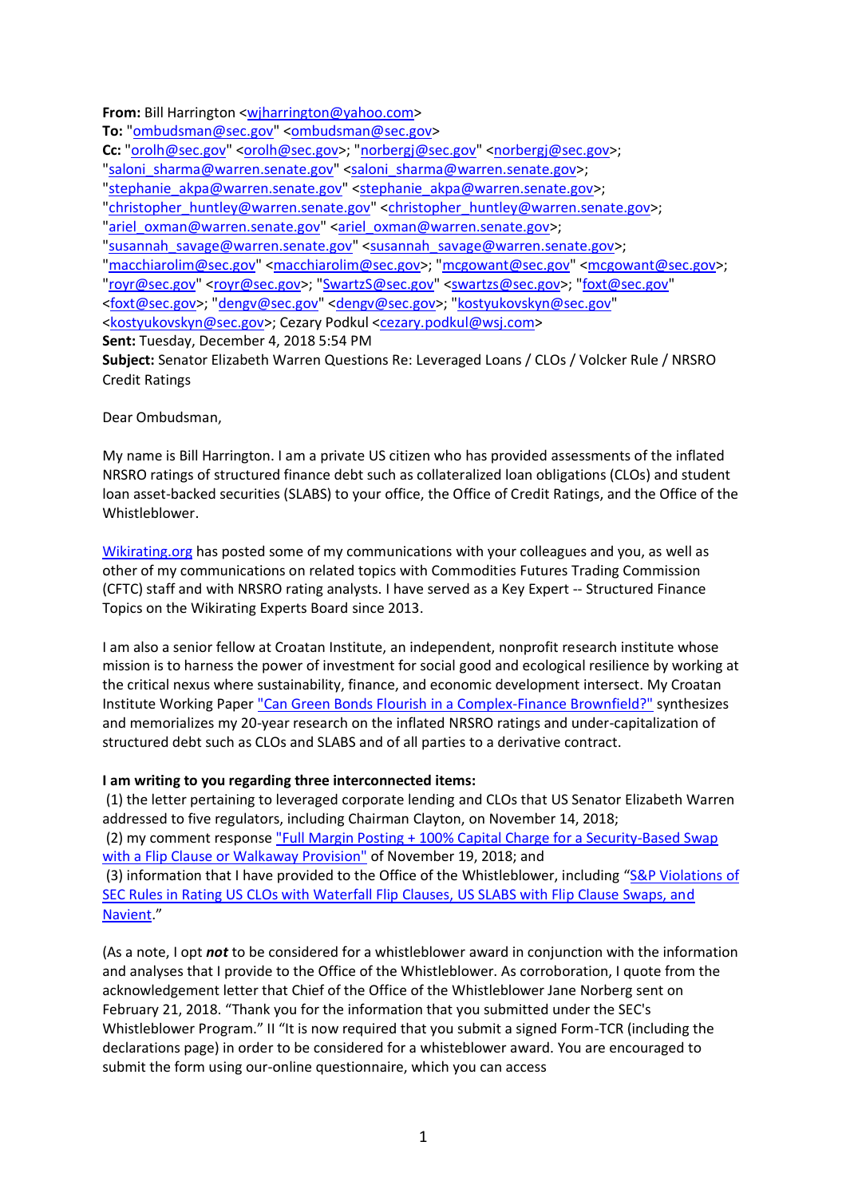**From:** Bill Harrington <wjharrington@yahoo.com>
**To:** "ombudsman@sec.gov" <ombudsman@sec.gov>
**Cc:** "orolh@sec.gov" <orolh@sec.gov>; "norbergj@sec.gov" <norbergj@sec.gov>; "saloni_sharma@warren.senate.gov" <saloni_sharma@warren.senate.gov>; "stephanie_akpa@warren.senate.gov" <stephanie_akpa@warren.senate.gov>; "christopher_huntley@warren.senate.gov" <christopher_huntley@warren.senate.gov>; "ariel_oxman@warren.senate.gov" <ariel_oxman@warren.senate.gov>; "susannah_savage@warren.senate.gov" <susannah_savage@warren.senate.gov>; "macchiarolim@sec.gov" <macchiarolim@sec.gov>; "mcgowant@sec.gov" <mcgowant@sec.gov>; "royr@sec.gov" <royr@sec.gov>; "SwartzS@sec.gov" <swartzs@sec.gov>; "foxt@sec.gov" <foxt@sec.gov>; "dengv@sec.gov" <dengv@sec.gov>; "kostyukovskyn@sec.gov" <kostyukovskyn@sec.gov>; Cezary Podkul <cezary.podkul@wsj.com>
**Sent:** Tuesday, December 4, 2018 5:54 PM
**Subject:** Senator Elizabeth Warren Questions Re: Leveraged Loans / CLOs / Volcker Rule / NRSRO Credit Ratings

Dear Ombudsman,

My name is Bill Harrington. I am a private US citizen who has provided assessments of the inflated NRSRO ratings of structured finance debt such as collateralized loan obligations (CLOs) and student loan asset-backed securities (SLABS) to your office, the Office of Credit Ratings, and the Office of the Whistleblower.

Wikirating.org has posted some of my communications with your colleagues and you, as well as other of my communications on related topics with Commodities Futures Trading Commission (CFTC) staff and with NRSRO rating analysts. I have served as a Key Expert -- Structured Finance Topics on the Wikirating Experts Board since 2013.

I am also a senior fellow at Croatan Institute, an independent, nonprofit research institute whose mission is to harness the power of investment for social good and ecological resilience by working at the critical nexus where sustainability, finance, and economic development intersect. My Croatan Institute Working Paper "Can Green Bonds Flourish in a Complex-Finance Brownfield?" synthesizes and memorializes my 20-year research on the inflated NRSRO ratings and under-capitalization of structured debt such as CLOs and SLABS and of all parties to a derivative contract.

**I am writing to you regarding three interconnected items:**
(1) the letter pertaining to leveraged corporate lending and CLOs that US Senator Elizabeth Warren addressed to five regulators, including Chairman Clayton, on November 14, 2018;
(2) my comment response "Full Margin Posting + 100% Capital Charge for a Security-Based Swap with a Flip Clause or Walkaway Provision" of November 19, 2018; and
(3) information that I have provided to the Office of the Whistleblower, including "S&P Violations of SEC Rules in Rating US CLOs with Waterfall Flip Clauses, US SLABS with Flip Clause Swaps, and Navient."

(As a note, I opt ***not*** to be considered for a whistleblower award in conjunction with the information and analyses that I provide to the Office of the Whistleblower. As corroboration, I quote from the acknowledgement letter that Chief of the Office of the Whistleblower Jane Norberg sent on February 21, 2018. "Thank you for the information that you submitted under the SEC's Whistleblower Program." II "It is now required that you submit a signed Form-TCR (including the declarations page) in order to be considered for a whisteblower award. You are encouraged to submit the form using our-online questionnaire, which you can access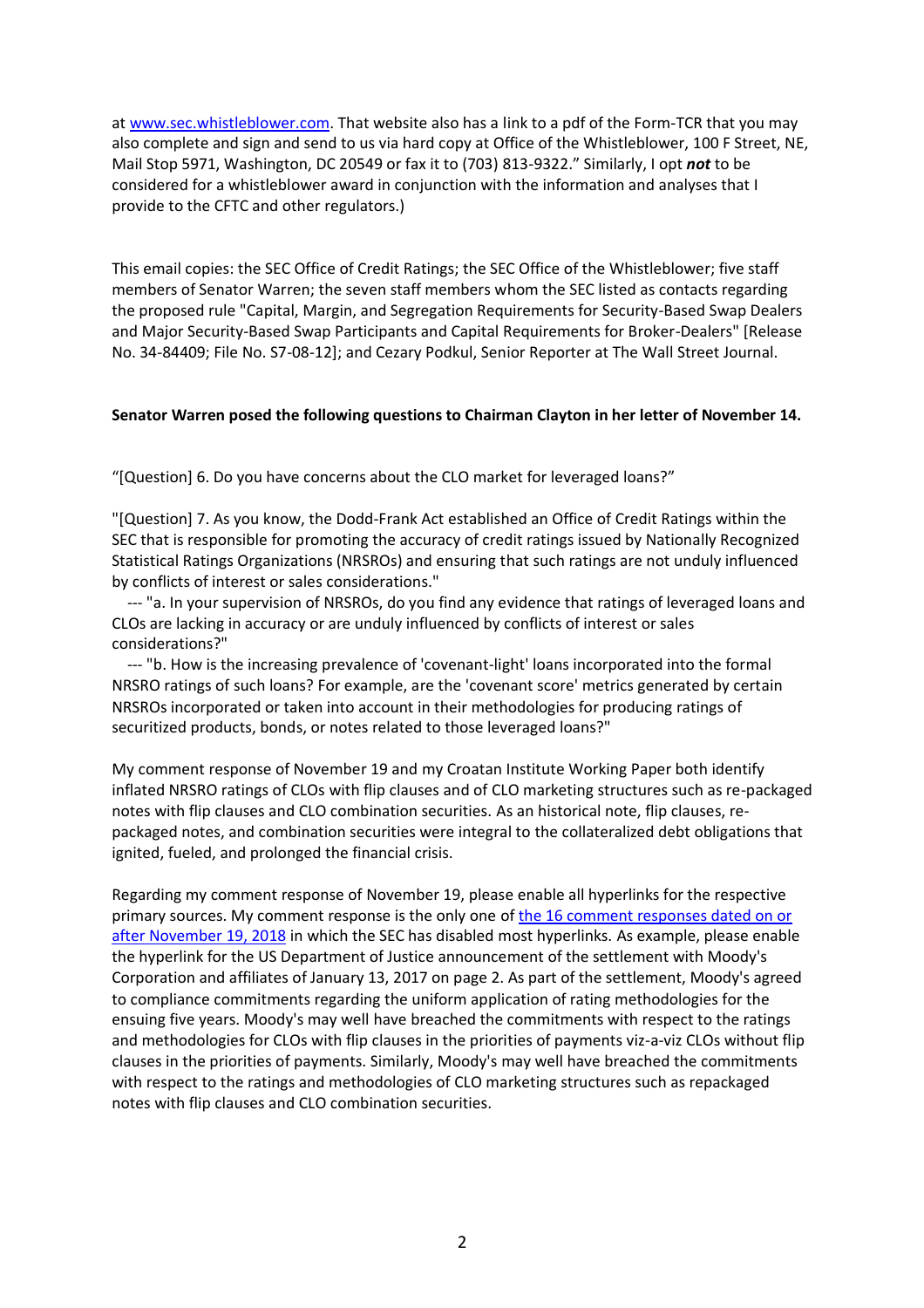at [www.sec.whistleblower.com](www.sec.whistleblower.com). That website also has a link to a pdf of the Form-TCR that you may also complete and sign and send to us via hard copy at Office of the Whistleblower, 100 F Street, NE, Mail Stop 5971, Washington, DC 20549 or fax it to (703) 813-9322." Similarly, I opt ***not*** to be considered for a whistleblower award in conjunction with the information and analyses that I provide to the CFTC and other regulators.)

This email copies: the SEC Office of Credit Ratings; the SEC Office of the Whistleblower; five staff members of Senator Warren; the seven staff members whom the SEC listed as contacts regarding the proposed rule "Capital, Margin, and Segregation Requirements for Security-Based Swap Dealers and Major Security-Based Swap Participants and Capital Requirements for Broker-Dealers" [Release No. 34-84409; File No. S7-08-12]; and Cezary Podkul, Senior Reporter at The Wall Street Journal.

**Senator Warren posed the following questions to Chairman Clayton in her letter of November 14.**

"[Question] 6. Do you have concerns about the CLO market for leveraged loans?"

"[Question] 7. As you know, the Dodd-Frank Act established an Office of Credit Ratings within the SEC that is responsible for promoting the accuracy of credit ratings issued by Nationally Recognized Statistical Ratings Organizations (NRSROs) and ensuring that such ratings are not unduly influenced by conflicts of interest or sales considerations."

--- "a. In your supervision of NRSROs, do you find any evidence that ratings of leveraged loans and CLOs are lacking in accuracy or are unduly influenced by conflicts of interest or sales considerations?"

--- "b. How is the increasing prevalence of 'covenant-light' loans incorporated into the formal NRSRO ratings of such loans? For example, are the 'covenant score' metrics generated by certain NRSROs incorporated or taken into account in their methodologies for producing ratings of securitized products, bonds, or notes related to those leveraged loans?"

My comment response of November 19 and my Croatan Institute Working Paper both identify inflated NRSRO ratings of CLOs with flip clauses and of CLO marketing structures such as re-packaged notes with flip clauses and CLO combination securities. As an historical note, flip clauses, re-packaged notes, and combination securities were integral to the collateralized debt obligations that ignited, fueled, and prolonged the financial crisis.

Regarding my comment response of November 19, please enable all hyperlinks for the respective primary sources. My comment response is the only one of [the 16 comment responses dated on or after November 19, 2018](#) in which the SEC has disabled most hyperlinks. As example, please enable the hyperlink for the US Department of Justice announcement of the settlement with Moody's Corporation and affiliates of January 13, 2017 on page 2. As part of the settlement, Moody's agreed to compliance commitments regarding the uniform application of rating methodologies for the ensuing five years. Moody's may well have breached the commitments with respect to the ratings and methodologies for CLOs with flip clauses in the priorities of payments viz-a-viz CLOs without flip clauses in the priorities of payments. Similarly, Moody's may well have breached the commitments with respect to the ratings and methodologies of CLO marketing structures such as repackaged notes with flip clauses and CLO combination securities.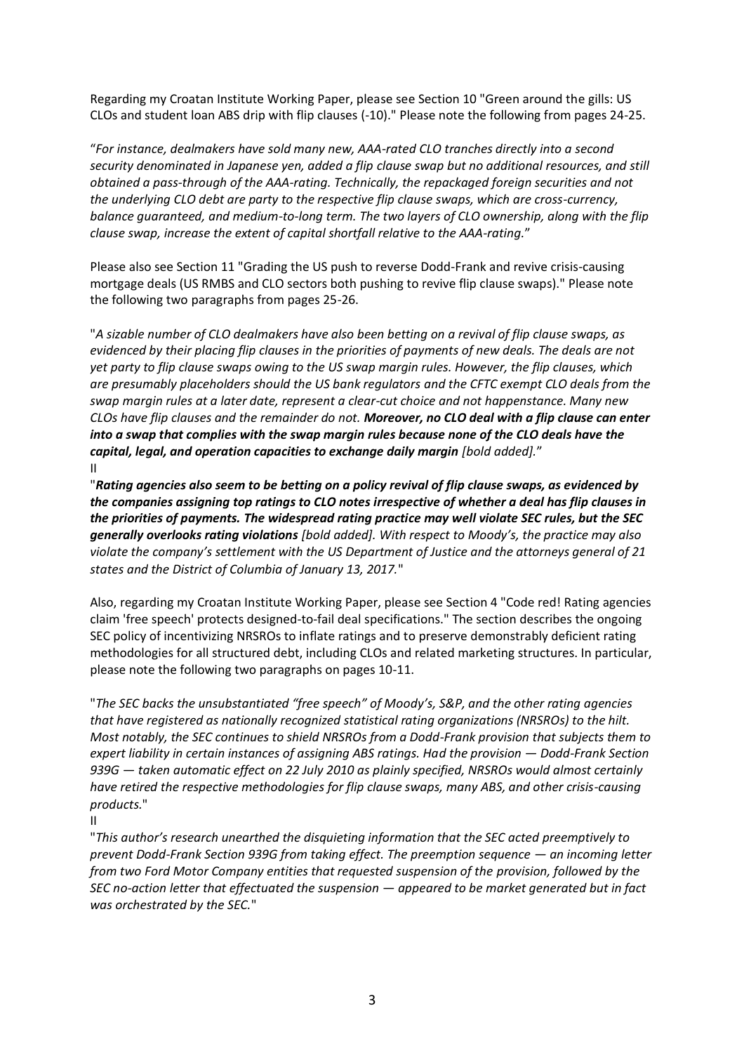Regarding my Croatan Institute Working Paper, please see Section 10 "Green around the gills: US CLOs and student loan ABS drip with flip clauses (-10)." Please note the following from pages 24-25.

"*For instance, dealmakers have sold many new, AAA-rated CLO tranches directly into a second security denominated in Japanese yen, added a flip clause swap but no additional resources, and still obtained a pass-through of the AAA-rating. Technically, the repackaged foreign securities and not the underlying CLO debt are party to the respective flip clause swaps, which are cross-currency, balance guaranteed, and medium-to-long term. The two layers of CLO ownership, along with the flip clause swap, increase the extent of capital shortfall relative to the AAA-rating.*"

Please also see Section 11 "Grading the US push to reverse Dodd-Frank and revive crisis-causing mortgage deals (US RMBS and CLO sectors both pushing to revive flip clause swaps)." Please note the following two paragraphs from pages 25-26.

"*A sizable number of CLO dealmakers have also been betting on a revival of flip clause swaps, as evidenced by their placing flip clauses in the priorities of payments of new deals. The deals are not yet party to flip clause swaps owing to the US swap margin rules. However, the flip clauses, which are presumably placeholders should the US bank regulators and the CFTC exempt CLO deals from the swap margin rules at a later date, represent a clear-cut choice and not happenstance. Many new CLOs have flip clauses and the remainder do not.* ***Moreover, no CLO deal with a flip clause can enter into a swap that complies with the swap margin rules because none of the CLO deals have the capital, legal, and operation capacities to exchange daily margin*** *[bold added].*"

II

"***Rating agencies also seem to be betting on a policy revival of flip clause swaps, as evidenced by the companies assigning top ratings to CLO notes irrespective of whether a deal has flip clauses in the priorities of payments. The widespread rating practice may well violate SEC rules, but the SEC generally overlooks rating violations*** *[bold added]. With respect to Moody's, the practice may also violate the company's settlement with the US Department of Justice and the attorneys general of 21 states and the District of Columbia of January 13, 2017.*"

Also, regarding my Croatan Institute Working Paper, please see Section 4 "Code red! Rating agencies claim 'free speech' protects designed-to-fail deal specifications." The section describes the ongoing SEC policy of incentivizing NRSROs to inflate ratings and to preserve demonstrably deficient rating methodologies for all structured debt, including CLOs and related marketing structures. In particular, please note the following two paragraphs on pages 10-11.

"*The SEC backs the unsubstantiated "free speech" of Moody's, S&P, and the other rating agencies that have registered as nationally recognized statistical rating organizations (NRSROs) to the hilt. Most notably, the SEC continues to shield NRSROs from a Dodd-Frank provision that subjects them to expert liability in certain instances of assigning ABS ratings. Had the provision — Dodd-Frank Section 939G — taken automatic effect on 22 July 2010 as plainly specified, NRSROs would almost certainly have retired the respective methodologies for flip clause swaps, many ABS, and other crisis-causing products.*"

II

"*This author's research unearthed the disquieting information that the SEC acted preemptively to prevent Dodd-Frank Section 939G from taking effect. The preemption sequence — an incoming letter from two Ford Motor Company entities that requested suspension of the provision, followed by the SEC no-action letter that effectuated the suspension — appeared to be market generated but in fact was orchestrated by the SEC.*"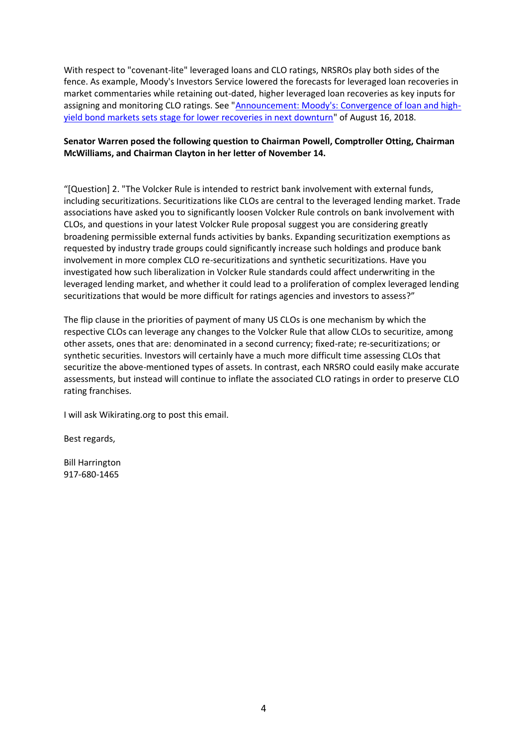With respect to "covenant-lite" leveraged loans and CLO ratings, NRSROs play both sides of the fence. As example, Moody's Investors Service lowered the forecasts for leveraged loan recoveries in market commentaries while retaining out-dated, higher leveraged loan recoveries as key inputs for assigning and monitoring CLO ratings. See "Announcement: Moody's: Convergence of loan and high-yield bond markets sets stage for lower recoveries in next downturn" of August 16, 2018.

**Senator Warren posed the following question to Chairman Powell, Comptroller Otting, Chairman McWilliams, and Chairman Clayton in her letter of November 14.**

“[Question] 2. "The Volcker Rule is intended to restrict bank involvement with external funds, including securitizations. Securitizations like CLOs are central to the leveraged lending market. Trade associations have asked you to significantly loosen Volcker Rule controls on bank involvement with CLOs, and questions in your latest Volcker Rule proposal suggest you are considering greatly broadening permissible external funds activities by banks. Expanding securitization exemptions as requested by industry trade groups could significantly increase such holdings and produce bank involvement in more complex CLO re-securitizations and synthetic securitizations. Have you investigated how such liberalization in Volcker Rule standards could affect underwriting in the leveraged lending market, and whether it could lead to a proliferation of complex leveraged lending securitizations that would be more difficult for ratings agencies and investors to assess?”

The flip clause in the priorities of payment of many US CLOs is one mechanism by which the respective CLOs can leverage any changes to the Volcker Rule that allow CLOs to securitize, among other assets, ones that are: denominated in a second currency; fixed-rate; re-securitizations; or synthetic securities. Investors will certainly have a much more difficult time assessing CLOs that securitize the above-mentioned types of assets. In contrast, each NRSRO could easily make accurate assessments, but instead will continue to inflate the associated CLO ratings in order to preserve CLO rating franchises.

I will ask Wikirating.org to post this email.

Best regards,

Bill Harrington
917-680-1465